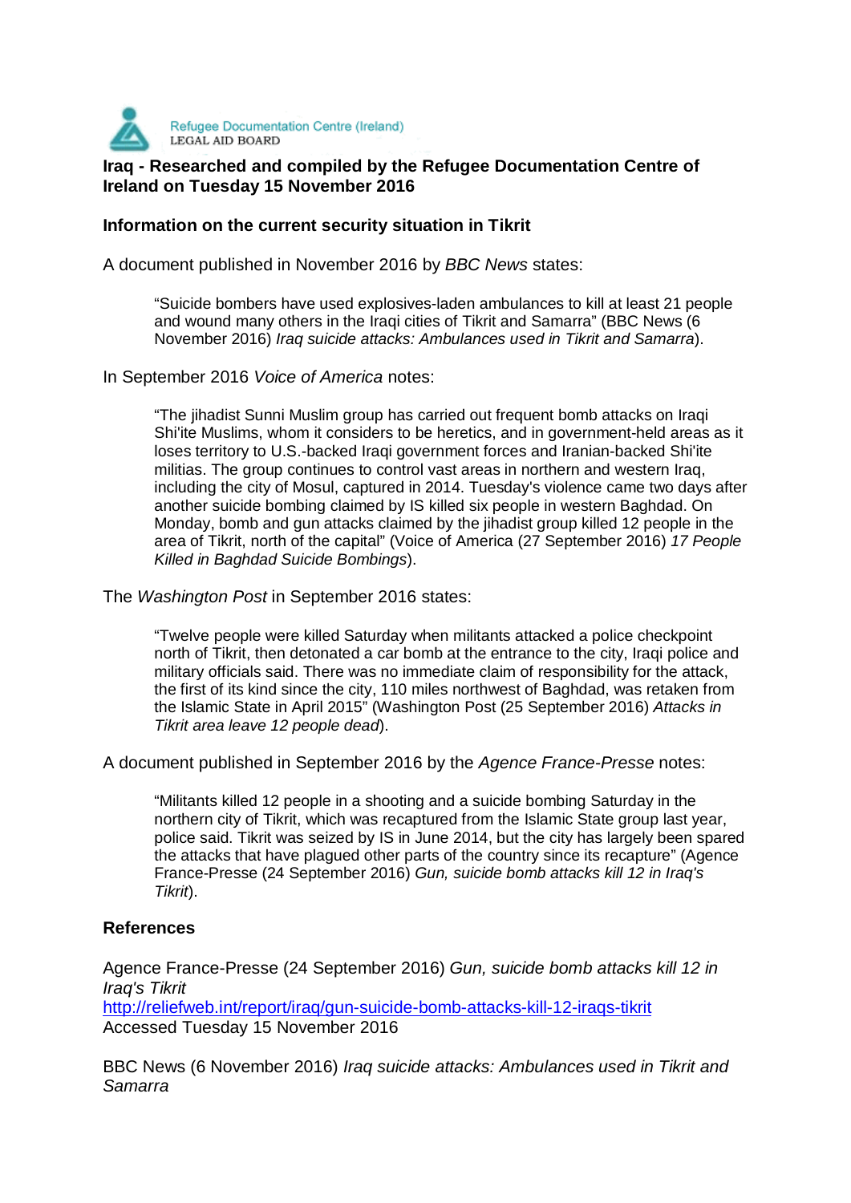Refugee Documentation Centre (Ireland)
LEGAL AID BOARD

**Iraq - Researched and compiled by the Refugee Documentation Centre of Ireland on Tuesday 15 November 2016**

**Information on the current security situation in Tikrit**

A document published in November 2016 by *BBC News* states:

> "Suicide bombers have used explosives-laden ambulances to kill at least 21 people and wound many others in the Iraqi cities of Tikrit and Samarra" (BBC News (6 November 2016) *Iraq suicide attacks: Ambulances used in Tikrit and Samarra*).

In September 2016 *Voice of America* notes:

> "The jihadist Sunni Muslim group has carried out frequent bomb attacks on Iraqi Shi'ite Muslims, whom it considers to be heretics, and in government-held areas as it loses territory to U.S.-backed Iraqi government forces and Iranian-backed Shi'ite militias. The group continues to control vast areas in northern and western Iraq, including the city of Mosul, captured in 2014. Tuesday's violence came two days after another suicide bombing claimed by IS killed six people in western Baghdad. On Monday, bomb and gun attacks claimed by the jihadist group killed 12 people in the area of Tikrit, north of the capital" (Voice of America (27 September 2016) *17 People Killed in Baghdad Suicide Bombings*).

The *Washington Post* in September 2016 states:

> "Twelve people were killed Saturday when militants attacked a police checkpoint north of Tikrit, then detonated a car bomb at the entrance to the city, Iraqi police and military officials said. There was no immediate claim of responsibility for the attack, the first of its kind since the city, 110 miles northwest of Baghdad, was retaken from the Islamic State in April 2015" (Washington Post (25 September 2016) *Attacks in Tikrit area leave 12 people dead*).

A document published in September 2016 by the *Agence France-Presse* notes:

> "Militants killed 12 people in a shooting and a suicide bombing Saturday in the northern city of Tikrit, which was recaptured from the Islamic State group last year, police said. Tikrit was seized by IS in June 2014, but the city has largely been spared the attacks that have plagued other parts of the country since its recapture" (Agence France-Presse (24 September 2016) *Gun, suicide bomb attacks kill 12 in Iraq's Tikrit*).

**References**

Agence France-Presse (24 September 2016) *Gun, suicide bomb attacks kill 12 in Iraq's Tikrit*
http://reliefweb.int/report/iraq/gun-suicide-bomb-attacks-kill-12-iraqs-tikrit
Accessed Tuesday 15 November 2016

BBC News (6 November 2016) *Iraq suicide attacks: Ambulances used in Tikrit and Samarra*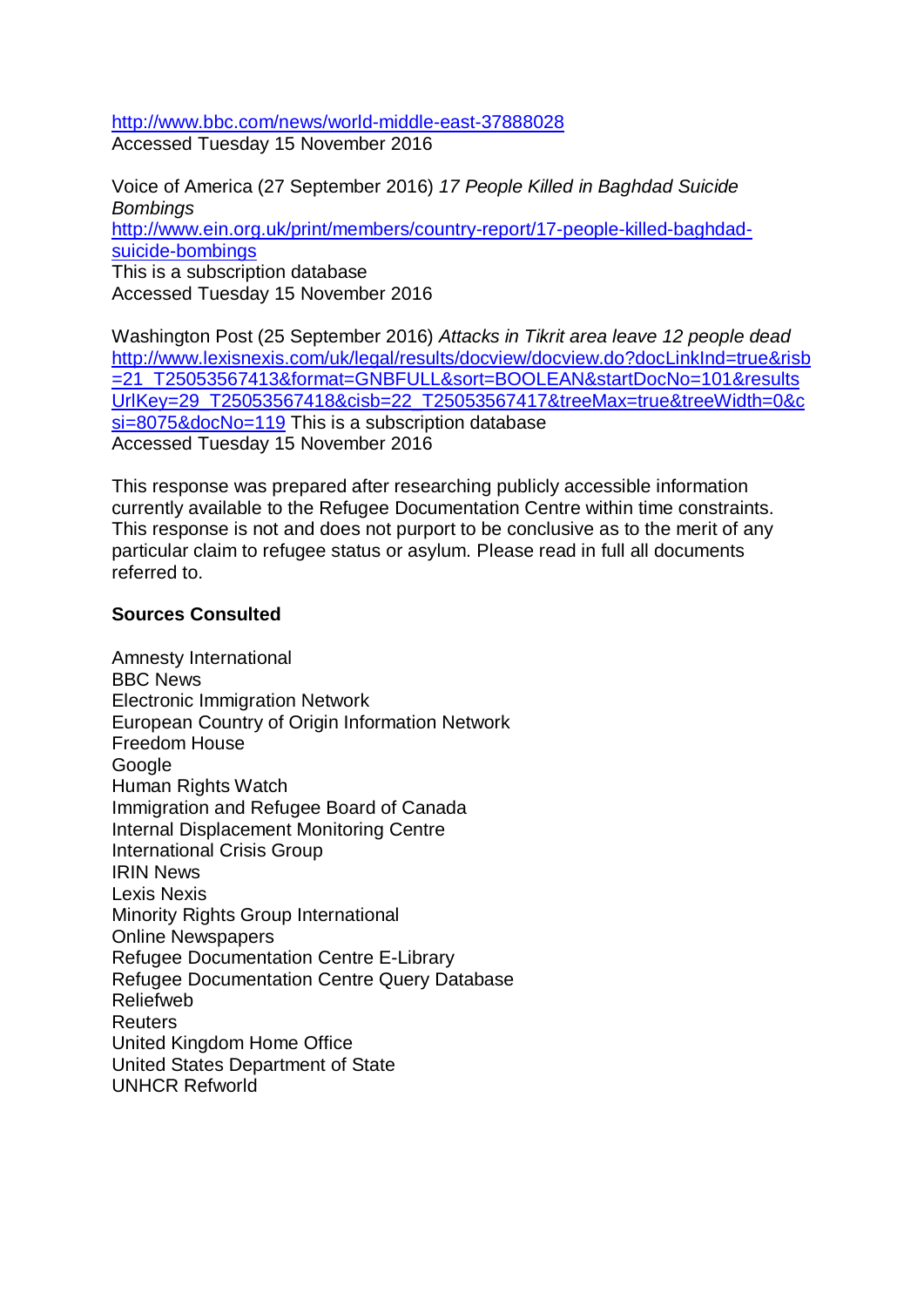http://www.bbc.com/news/world-middle-east-37888028
Accessed Tuesday 15 November 2016

Voice of America (27 September 2016) *17 People Killed in Baghdad Suicide Bombings*
http://www.ein.org.uk/print/members/country-report/17-people-killed-baghdad-suicide-bombings
This is a subscription database
Accessed Tuesday 15 November 2016

Washington Post (25 September 2016) *Attacks in Tikrit area leave 12 people dead*
http://www.lexisnexis.com/uk/legal/results/docview/docview.do?docLinkInd=true&risb=21_T25053567413&format=GNBFULL&sort=BOOLEAN&startDocNo=101&resultsUrlKey=29_T25053567418&cisb=22_T25053567417&treeMax=true&treeWidth=0&csi=8075&docNo=119 This is a subscription database
Accessed Tuesday 15 November 2016

This response was prepared after researching publicly accessible information currently available to the Refugee Documentation Centre within time constraints. This response is not and does not purport to be conclusive as to the merit of any particular claim to refugee status or asylum. Please read in full all documents referred to.

**Sources Consulted**

Amnesty International
BBC News
Electronic Immigration Network
European Country of Origin Information Network
Freedom House
Google
Human Rights Watch
Immigration and Refugee Board of Canada
Internal Displacement Monitoring Centre
International Crisis Group
IRIN News
Lexis Nexis
Minority Rights Group International
Online Newspapers
Refugee Documentation Centre E-Library
Refugee Documentation Centre Query Database
Reliefweb
Reuters
United Kingdom Home Office
United States Department of State
UNHCR Refworld